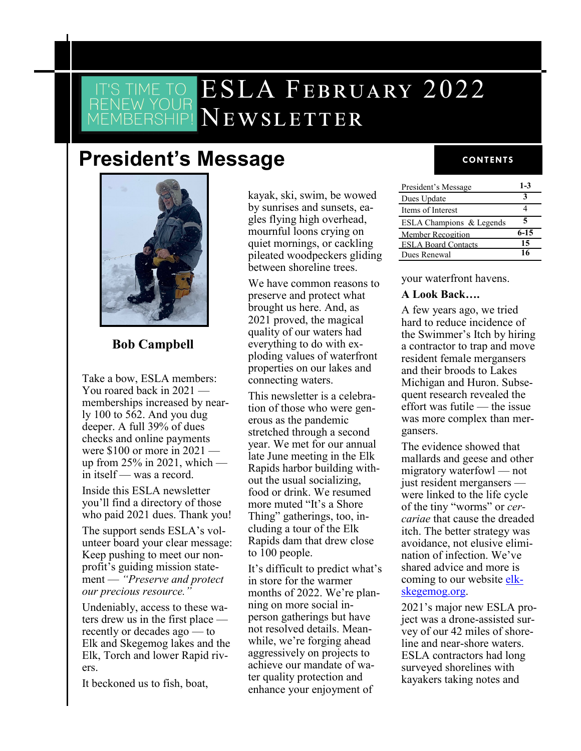IT'S TIME TO RENEW YOUR MEMBERSHIP!

# ESLA February 2022 Newsletter

## President's Message

**CONTENTS**

| | |
|---|---|
| President's Message | 1-3 |
| Dues Update | 3 |
| Items of Interest | 4 |
| ESLA Champions & Legends | 5 |
| Member Recognition | 6-15 |
| ESLA Board Contacts | 15 |
| Dues Renewal | 16 |

**Bob Campbell**

Take a bow, ESLA members: You roared back in 2021 — memberships increased by nearly 100 to 562. And you dug deeper. A full 39% of dues checks and online payments were $100 or more in 2021 — up from 25% in 2021, which — in itself — was a record.

Inside this ESLA newsletter you'll find a directory of those who paid 2021 dues. Thank you!

The support sends ESLA's volunteer board your clear message: Keep pushing to meet our nonprofit's guiding mission statement — *"Preserve and protect our precious resource."*

Undeniably, access to these waters drew us in the first place — recently or decades ago — to Elk and Skegemog lakes and the Elk, Torch and lower Rapid rivers.

It beckoned us to fish, boat, kayak, ski, swim, be wowed by sunrises and sunsets, eagles flying high overhead, mournful loons crying on quiet mornings, or cackling pileated woodpeckers gliding between shoreline trees.

We have common reasons to preserve and protect what brought us here. And, as 2021 proved, the magical quality of our waters had everything to do with exploding values of waterfront properties on our lakes and connecting waters.

This newsletter is a celebration of those who were generous as the pandemic stretched through a second year. We met for our annual late June meeting in the Elk Rapids harbor building without the usual socializing, food or drink. We resumed more muted "It's a Shore Thing" gatherings, too, including a tour of the Elk Rapids dam that drew close to 100 people.

It's difficult to predict what's in store for the warmer months of 2022. We're planning on more social in-person gatherings but have not resolved details. Meanwhile, we're forging ahead aggressively on projects to achieve our mandate of water quality protection and enhance your enjoyment of your waterfront havens.

**A Look Back….**

A few years ago, we tried hard to reduce incidence of the Swimmer's Itch by hiring a contractor to trap and move resident female mergansers and their broods to Lakes Michigan and Huron. Subsequent research revealed the effort was futile — the issue was more complex than mergansers.

The evidence showed that mallards and geese and other migratory waterfowl — not just resident mergansers — were linked to the life cycle of the tiny "worms" or *cercariae* that cause the dreaded itch. The better strategy was avoidance, not elusive elimination of infection. We've shared advice and more is coming to our website [elk-skegemog.org](elk-skegemog.org).

2021's major new ESLA project was a drone-assisted survey of our 42 miles of shoreline and near-shore waters. ESLA contractors had long surveyed shorelines with kayakers taking notes and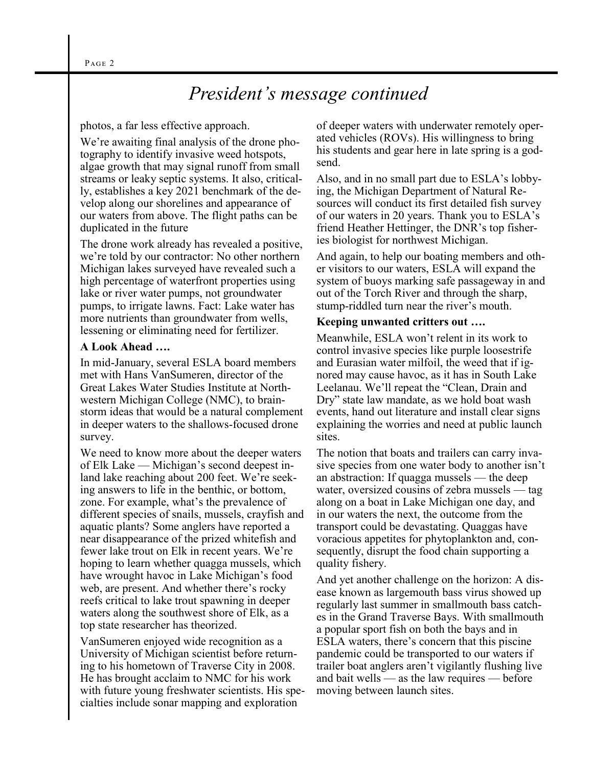# *President's message continued*

photos, a far less effective approach.

We're awaiting final analysis of the drone photography to identify invasive weed hotspots, algae growth that may signal runoff from small streams or leaky septic systems. It also, critically, establishes a key 2021 benchmark of the develop along our shorelines and appearance of our waters from above. The flight paths can be duplicated in the future

The drone work already has revealed a positive, we're told by our contractor: No other northern Michigan lakes surveyed have revealed such a high percentage of waterfront properties using lake or river water pumps, not groundwater pumps, to irrigate lawns. Fact: Lake water has more nutrients than groundwater from wells, lessening or eliminating need for fertilizer.

**A Look Ahead ….**

In mid-January, several ESLA board members met with Hans VanSumeren, director of the Great Lakes Water Studies Institute at Northwestern Michigan College (NMC), to brainstorm ideas that would be a natural complement in deeper waters to the shallows-focused drone survey.

We need to know more about the deeper waters of Elk Lake — Michigan's second deepest inland lake reaching about 200 feet. We're seeking answers to life in the benthic, or bottom, zone. For example, what's the prevalence of different species of snails, mussels, crayfish and aquatic plants? Some anglers have reported a near disappearance of the prized whitefish and fewer lake trout on Elk in recent years. We're hoping to learn whether quagga mussels, which have wrought havoc in Lake Michigan's food web, are present. And whether there's rocky reefs critical to lake trout spawning in deeper waters along the southwest shore of Elk, as a top state researcher has theorized.

VanSumeren enjoyed wide recognition as a University of Michigan scientist before returning to his hometown of Traverse City in 2008. He has brought acclaim to NMC for his work with future young freshwater scientists. His specialties include sonar mapping and exploration of deeper waters with underwater remotely operated vehicles (ROVs). His willingness to bring his students and gear here in late spring is a godsend.

Also, and in no small part due to ESLA's lobbying, the Michigan Department of Natural Resources will conduct its first detailed fish survey of our waters in 20 years. Thank you to ESLA's friend Heather Hettinger, the DNR's top fisheries biologist for northwest Michigan.

And again, to help our boating members and other visitors to our waters, ESLA will expand the system of buoys marking safe passageway in and out of the Torch River and through the sharp, stump-riddled turn near the river's mouth.

**Keeping unwanted critters out ….**

Meanwhile, ESLA won't relent in its work to control invasive species like purple loosestrife and Eurasian water milfoil, the weed that if ignored may cause havoc, as it has in South Lake Leelanau. We'll repeat the "Clean, Drain and Dry" state law mandate, as we hold boat wash events, hand out literature and install clear signs explaining the worries and need at public launch sites.

The notion that boats and trailers can carry invasive species from one water body to another isn't an abstraction: If quagga mussels — the deep water, oversized cousins of zebra mussels — tag along on a boat in Lake Michigan one day, and in our waters the next, the outcome from the transport could be devastating. Quaggas have voracious appetites for phytoplankton and, consequently, disrupt the food chain supporting a quality fishery.

And yet another challenge on the horizon: A disease known as largemouth bass virus showed up regularly last summer in smallmouth bass catches in the Grand Traverse Bays. With smallmouth a popular sport fish on both the bays and in ESLA waters, there's concern that this piscine pandemic could be transported to our waters if trailer boat anglers aren't vigilantly flushing live and bait wells — as the law requires — before moving between launch sites.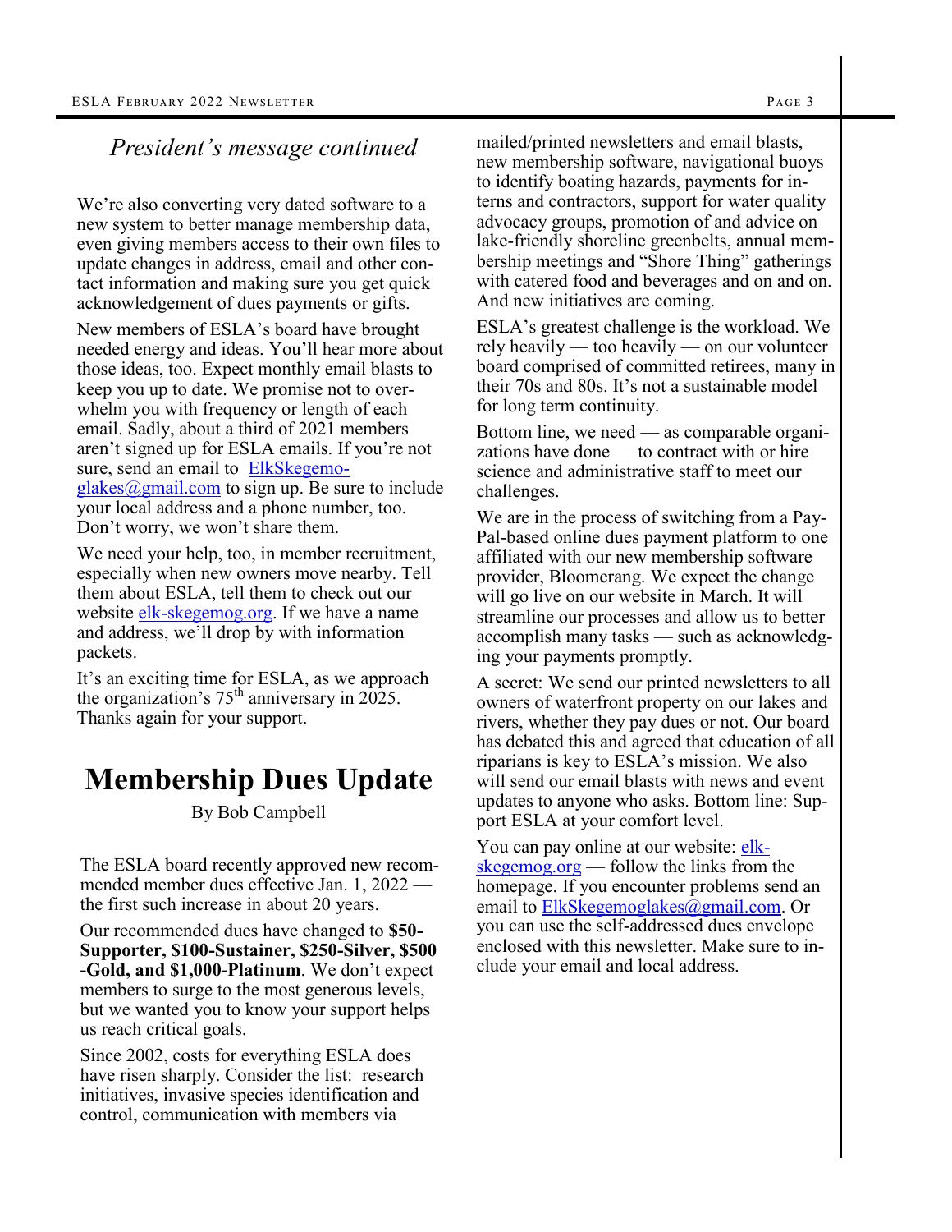*President's message continued*

We're also converting very dated software to a new system to better manage membership data, even giving members access to their own files to update changes in address, email and other contact information and making sure you get quick acknowledgement of dues payments or gifts.

New members of ESLA's board have brought needed energy and ideas. You'll hear more about those ideas, too. Expect monthly email blasts to keep you up to date. We promise not to overwhelm you with frequency or length of each email. Sadly, about a third of 2021 members aren't signed up for ESLA emails. If you're not sure, send an email to ElkSkegemoglakes@gmail.com to sign up. Be sure to include your local address and a phone number, too. Don't worry, we won't share them.

We need your help, too, in member recruitment, especially when new owners move nearby. Tell them about ESLA, tell them to check out our website elk-skegemog.org. If we have a name and address, we'll drop by with information packets.

It's an exciting time for ESLA, as we approach the organization's 75th anniversary in 2025. Thanks again for your support.

# Membership Dues Update

By Bob Campbell

The ESLA board recently approved new recommended member dues effective Jan. 1, 2022 — the first such increase in about 20 years.

Our recommended dues have changed to **$50-Supporter, $100-Sustainer, $250-Silver, $500-Gold, and $1,000-Platinum**. We don't expect members to surge to the most generous levels, but we wanted you to know your support helps us reach critical goals.

Since 2002, costs for everything ESLA does have risen sharply. Consider the list: research initiatives, invasive species identification and control, communication with members via mailed/printed newsletters and email blasts, new membership software, navigational buoys to identify boating hazards, payments for interns and contractors, support for water quality advocacy groups, promotion of and advice on lake-friendly shoreline greenbelts, annual membership meetings and "Shore Thing" gatherings with catered food and beverages and on and on. And new initiatives are coming.

ESLA's greatest challenge is the workload. We rely heavily — too heavily — on our volunteer board comprised of committed retirees, many in their 70s and 80s. It's not a sustainable model for long term continuity.

Bottom line, we need — as comparable organizations have done — to contract with or hire science and administrative staff to meet our challenges.

We are in the process of switching from a PayPal-based online dues payment platform to one affiliated with our new membership software provider, Bloomerang. We expect the change will go live on our website in March. It will streamline our processes and allow us to better accomplish many tasks — such as acknowledging your payments promptly.

A secret: We send our printed newsletters to all owners of waterfront property on our lakes and rivers, whether they pay dues or not. Our board has debated this and agreed that education of all riparians is key to ESLA's mission. We also will send our email blasts with news and event updates to anyone who asks. Bottom line: Support ESLA at your comfort level.

You can pay online at our website: elk-skegemog.org — follow the links from the homepage. If you encounter problems send an email to ElkSkegemoglakes@gmail.com. Or you can use the self-addressed dues envelope enclosed with this newsletter. Make sure to include your email and local address.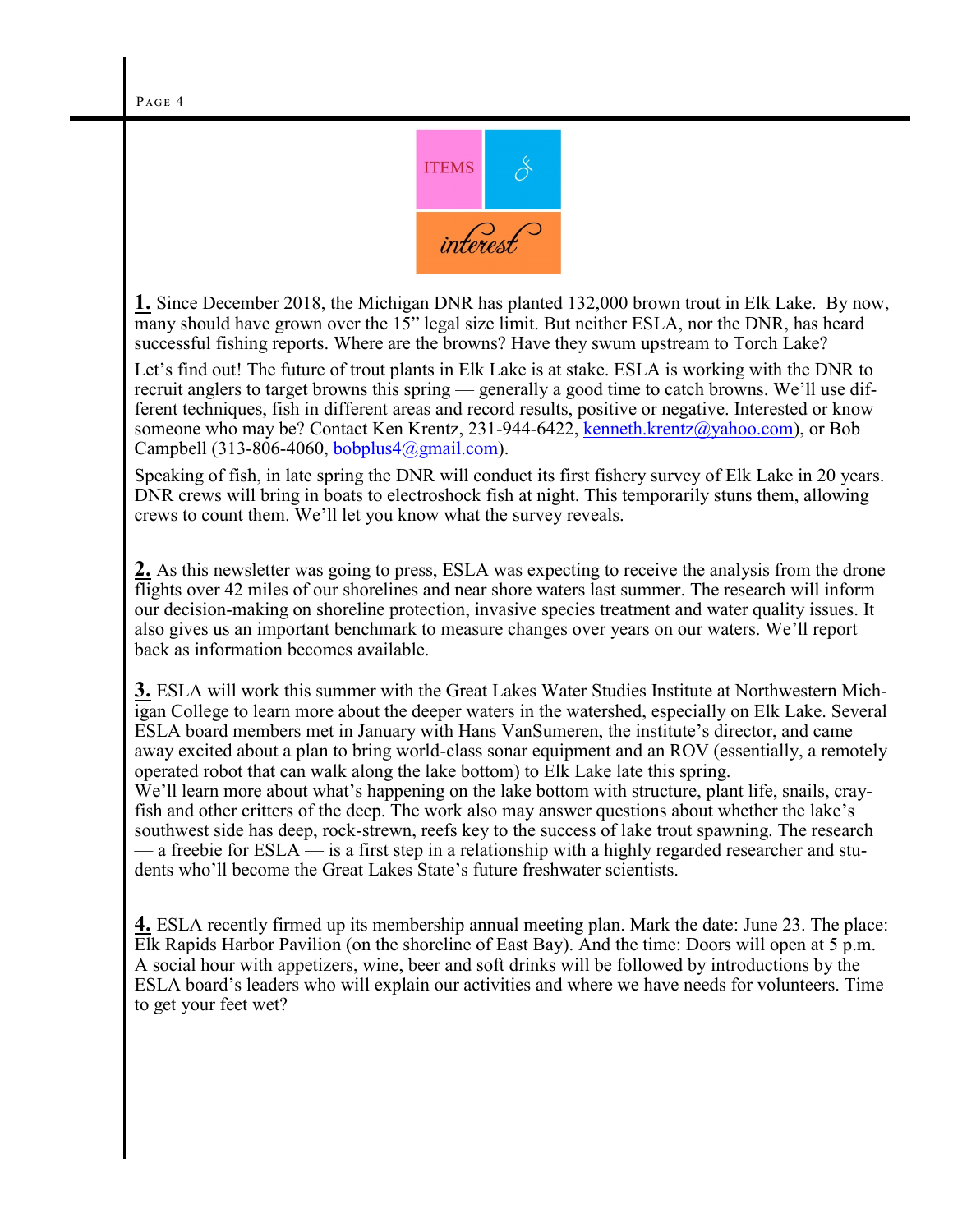# ITEMS & interest

**1.** Since December 2018, the Michigan DNR has planted 132,000 brown trout in Elk Lake. By now, many should have grown over the 15" legal size limit. But neither ESLA, nor the DNR, has heard successful fishing reports. Where are the browns? Have they swum upstream to Torch Lake?

Let's find out! The future of trout plants in Elk Lake is at stake. ESLA is working with the DNR to recruit anglers to target browns this spring — generally a good time to catch browns. We'll use different techniques, fish in different areas and record results, positive or negative. Interested or know someone who may be? Contact Ken Krentz, 231-944-6422, kenneth.krentz@yahoo.com), or Bob Campbell (313-806-4060, bobplus4@gmail.com).

Speaking of fish, in late spring the DNR will conduct its first fishery survey of Elk Lake in 20 years. DNR crews will bring in boats to electroshock fish at night. This temporarily stuns them, allowing crews to count them. We'll let you know what the survey reveals.

**2.** As this newsletter was going to press, ESLA was expecting to receive the analysis from the drone flights over 42 miles of our shorelines and near shore waters last summer. The research will inform our decision-making on shoreline protection, invasive species treatment and water quality issues. It also gives us an important benchmark to measure changes over years on our waters. We'll report back as information becomes available.

**3.** ESLA will work this summer with the Great Lakes Water Studies Institute at Northwestern Michigan College to learn more about the deeper waters in the watershed, especially on Elk Lake. Several ESLA board members met in January with Hans VanSumeren, the institute's director, and came away excited about a plan to bring world-class sonar equipment and an ROV (essentially, a remotely operated robot that can walk along the lake bottom) to Elk Lake late this spring.
We'll learn more about what's happening on the lake bottom with structure, plant life, snails, crayfish and other critters of the deep. The work also may answer questions about whether the lake's southwest side has deep, rock-strewn, reefs key to the success of lake trout spawning. The research — a freebie for ESLA — is a first step in a relationship with a highly regarded researcher and students who'll become the Great Lakes State's future freshwater scientists.

**4.** ESLA recently firmed up its membership annual meeting plan. Mark the date: June 23. The place: Elk Rapids Harbor Pavilion (on the shoreline of East Bay). And the time: Doors will open at 5 p.m. A social hour with appetizers, wine, beer and soft drinks will be followed by introductions by the ESLA board's leaders who will explain our activities and where we have needs for volunteers. Time to get your feet wet?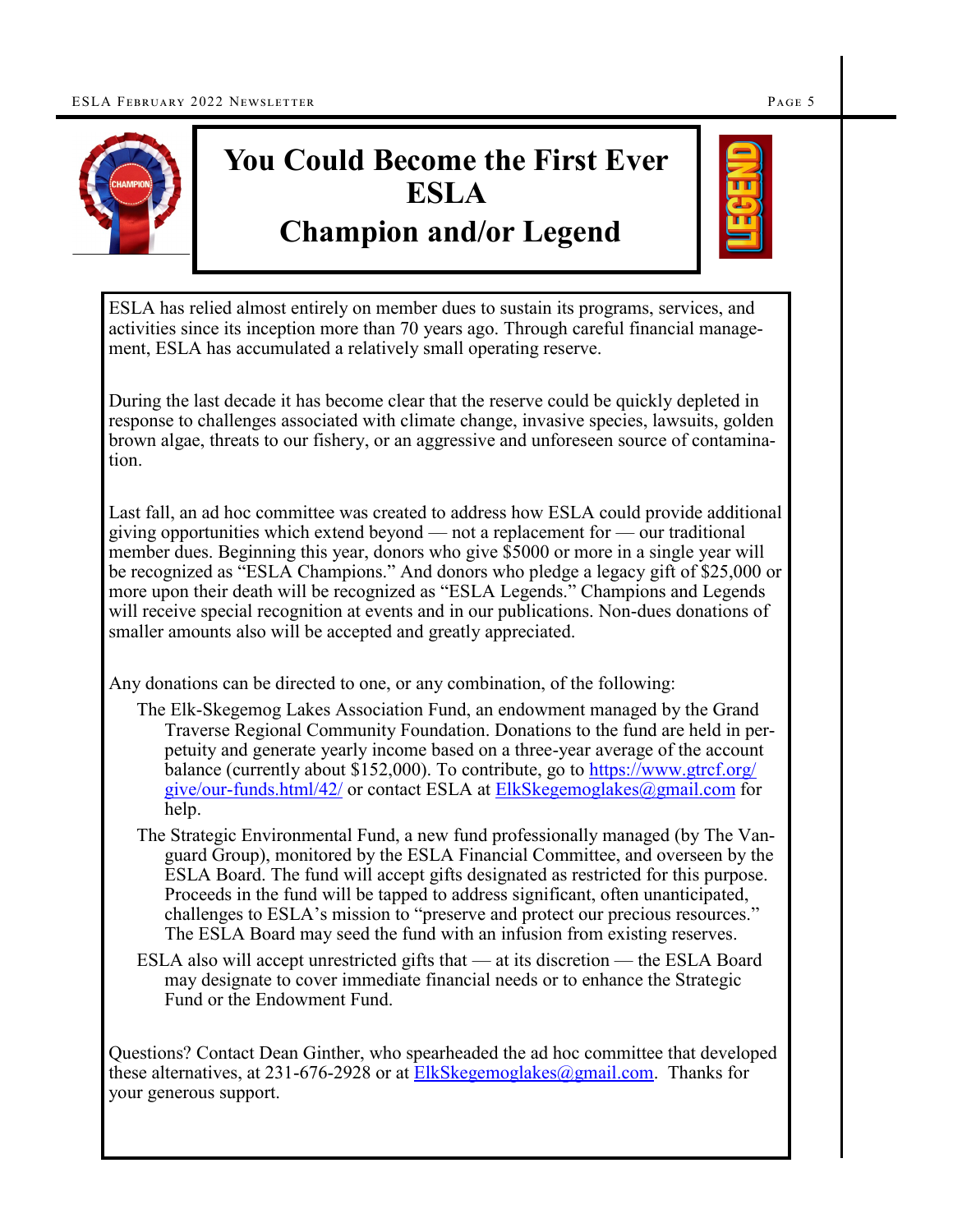# You Could Become the First Ever ESLA Champion and/or Legend

ESLA has relied almost entirely on member dues to sustain its programs, services, and activities since its inception more than 70 years ago. Through careful financial management, ESLA has accumulated a relatively small operating reserve.

During the last decade it has become clear that the reserve could be quickly depleted in response to challenges associated with climate change, invasive species, lawsuits, golden brown algae, threats to our fishery, or an aggressive and unforeseen source of contamination.

Last fall, an ad hoc committee was created to address how ESLA could provide additional giving opportunities which extend beyond — not a replacement for — our traditional member dues. Beginning this year, donors who give $5000 or more in a single year will be recognized as "ESLA Champions." And donors who pledge a legacy gift of $25,000 or more upon their death will be recognized as "ESLA Legends." Champions and Legends will receive special recognition at events and in our publications. Non-dues donations of smaller amounts also will be accepted and greatly appreciated.

Any donations can be directed to one, or any combination, of the following:

- The Elk-Skegemog Lakes Association Fund, an endowment managed by the Grand Traverse Regional Community Foundation. Donations to the fund are held in perpetuity and generate yearly income based on a three-year average of the account balance (currently about $152,000). To contribute, go to https://www.gtrcf.org/give/our-funds.html/42/ or contact ESLA at ElkSkegemoglakes@gmail.com for help.
- The Strategic Environmental Fund, a new fund professionally managed (by The Vanguard Group), monitored by the ESLA Financial Committee, and overseen by the ESLA Board. The fund will accept gifts designated as restricted for this purpose. Proceeds in the fund will be tapped to address significant, often unanticipated, challenges to ESLA's mission to "preserve and protect our precious resources." The ESLA Board may seed the fund with an infusion from existing reserves.
- ESLA also will accept unrestricted gifts that — at its discretion — the ESLA Board may designate to cover immediate financial needs or to enhance the Strategic Fund or the Endowment Fund.

Questions? Contact Dean Ginther, who spearheaded the ad hoc committee that developed these alternatives, at 231-676-2928 or at ElkSkegemoglakes@gmail.com. Thanks for your generous support.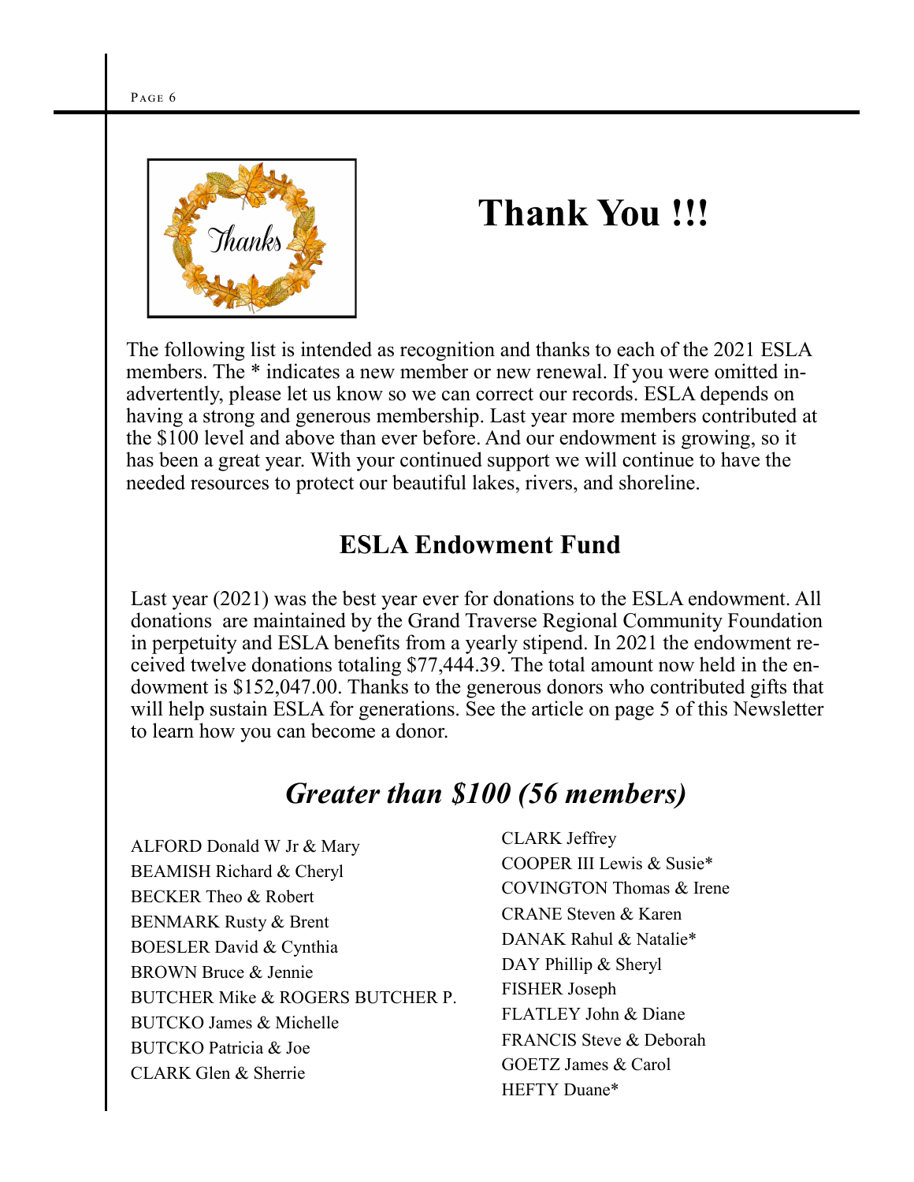# Thank You !!!

The following list is intended as recognition and thanks to each of the 2021 ESLA members. The * indicates a new member or new renewal. If you were omitted inadvertently, please let us know so we can correct our records. ESLA depends on having a strong and generous membership. Last year more members contributed at the $100 level and above than ever before. And our endowment is growing, so it has been a great year. With your continued support we will continue to have the needed resources to protect our beautiful lakes, rivers, and shoreline.

## ESLA Endowment Fund

Last year (2021) was the best year ever for donations to the ESLA endowment. All donations are maintained by the Grand Traverse Regional Community Foundation in perpetuity and ESLA benefits from a yearly stipend. In 2021 the endowment received twelve donations totaling $77,444.39. The total amount now held in the endowment is $152,047.00. Thanks to the generous donors who contributed gifts that will help sustain ESLA for generations. See the article on page 5 of this Newsletter to learn how you can become a donor.

## *Greater than $100 (56 members)*

ALFORD Donald W Jr & Mary
BEAMISH Richard & Cheryl
BECKER Theo & Robert
BENMARK Rusty & Brent
BOESLER David & Cynthia
BROWN Bruce & Jennie
BUTCHER Mike & ROGERS BUTCHER P.
BUTCKO James & Michelle
BUTCKO Patricia & Joe
CLARK Glen & Sherrie
CLARK Jeffrey
COOPER III Lewis & Susie*
COVINGTON Thomas & Irene
CRANE Steven & Karen
DANAK Rahul & Natalie*
DAY Phillip & Sheryl
FISHER Joseph
FLATLEY John & Diane
FRANCIS Steve & Deborah
GOETZ James & Carol
HEFTY Duane*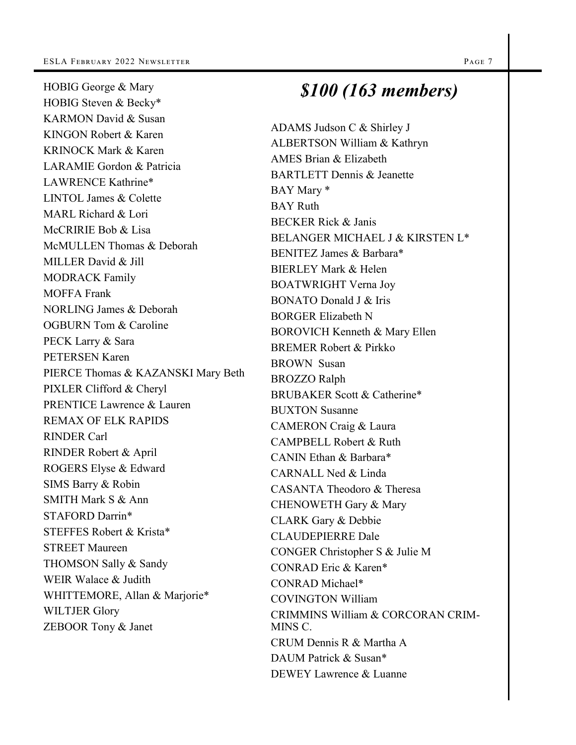HOBIG George & Mary
HOBIG Steven & Becky*
KARMON David & Susan
KINGON Robert & Karen
KRINOCK Mark & Karen
LARAMIE Gordon & Patricia
LAWRENCE Kathrine*
LINTOL James & Colette
MARL Richard & Lori
McCRIRIE Bob & Lisa
McMULLEN Thomas & Deborah
MILLER David & Jill
MODRACK Family
MOFFA Frank
NORLING James & Deborah
OGBURN Tom & Caroline
PECK Larry & Sara
PETERSEN Karen
PIERCE Thomas & KAZANSKI Mary Beth
PIXLER Clifford & Cheryl
PRENTICE Lawrence & Lauren
REMAX OF ELK RAPIDS
RINDER Carl
RINDER Robert & April
ROGERS Elyse & Edward
SIMS Barry & Robin
SMITH Mark S & Ann
STAFORD Darrin*
STEFFES Robert & Krista*
STREET Maureen
THOMSON Sally & Sandy
WEIR Walace & Judith
WHITTEMORE, Allan & Marjorie*
WILTJER Glory
ZEBOOR Tony & Janet

## *$100 (163 members)*

ADAMS Judson C & Shirley J
ALBERTSON William & Kathryn
AMES Brian & Elizabeth
BARTLETT Dennis & Jeanette
BAY Mary *
BAY Ruth
BECKER Rick & Janis
BELANGER MICHAEL J & KIRSTEN L*
BENITEZ James & Barbara*
BIERLEY Mark & Helen
BOATWRIGHT Verna Joy
BONATO Donald J & Iris
BORGER Elizabeth N
BOROVICH Kenneth & Mary Ellen
BREMER Robert & Pirkko
BROWN Susan
BROZZO Ralph
BRUBAKER Scott & Catherine*
BUXTON Susanne
CAMERON Craig & Laura
CAMPBELL Robert & Ruth
CANIN Ethan & Barbara*
CARNALL Ned & Linda
CASANTA Theodoro & Theresa
CHENOWETH Gary & Mary
CLARK Gary & Debbie
CLAUDEPIERRE Dale
CONGER Christopher S & Julie M
CONRAD Eric & Karen*
CONRAD Michael*
COVINGTON William
CRIMMINS William & CORCORAN CRIMMINS C.
CRUM Dennis R & Martha A
DAUM Patrick & Susan*
DEWEY Lawrence & Luanne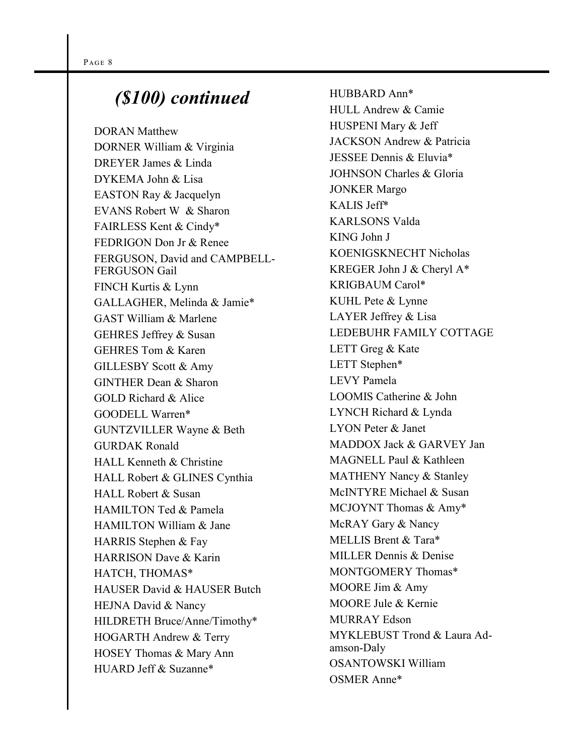## *($100) continued*

DORAN Matthew
DORNER William & Virginia
DREYER James & Linda
DYKEMA John & Lisa
EASTON Ray & Jacquelyn
EVANS Robert W & Sharon
FAIRLESS Kent & Cindy*
FEDRIGON Don Jr & Renee
FERGUSON, David and CAMPBELL-FERGUSON Gail
FINCH Kurtis & Lynn
GALLAGHER, Melinda & Jamie*
GAST William & Marlene
GEHRES Jeffrey & Susan
GEHRES Tom & Karen
GILLESBY Scott & Amy
GINTHER Dean & Sharon
GOLD Richard & Alice
GOODELL Warren*
GUNTZVILLER Wayne & Beth
GURDAK Ronald
HALL Kenneth & Christine
HALL Robert & GLINES Cynthia
HALL Robert & Susan
HAMILTON Ted & Pamela
HAMILTON William & Jane
HARRIS Stephen & Fay
HARRISON Dave & Karin
HATCH, THOMAS*
HAUSER David & HAUSER Butch
HEJNA David & Nancy
HILDRETH Bruce/Anne/Timothy*
HOGARTH Andrew & Terry
HOSEY Thomas & Mary Ann
HUARD Jeff & Suzanne*
HUBBARD Ann*
HULL Andrew & Camie
HUSPENI Mary & Jeff
JACKSON Andrew & Patricia
JESSEE Dennis & Eluvia*
JOHNSON Charles & Gloria
JONKER Margo
KALIS Jeff*
KARLSONS Valda
KING John J
KOENIGSKNECHT Nicholas
KREGER John J & Cheryl A*
KRIGBAUM Carol*
KUHL Pete & Lynne
LAYER Jeffrey & Lisa
LEDEBUHR FAMILY COTTAGE
LETT Greg & Kate
LETT Stephen*
LEVY Pamela
LOOMIS Catherine & John
LYNCH Richard & Lynda
LYON Peter & Janet
MADDOX Jack & GARVEY Jan
MAGNELL Paul & Kathleen
MATHENY Nancy & Stanley
McINTYRE Michael & Susan
MCJOYNT Thomas & Amy*
McRAY Gary & Nancy
MELLIS Brent & Tara*
MILLER Dennis & Denise
MONTGOMERY Thomas*
MOORE Jim & Amy
MOORE Jule & Kernie
MURRAY Edson
MYKLEBUST Trond & Laura Adamson-Daly
OSANTOWSKI William
OSMER Anne*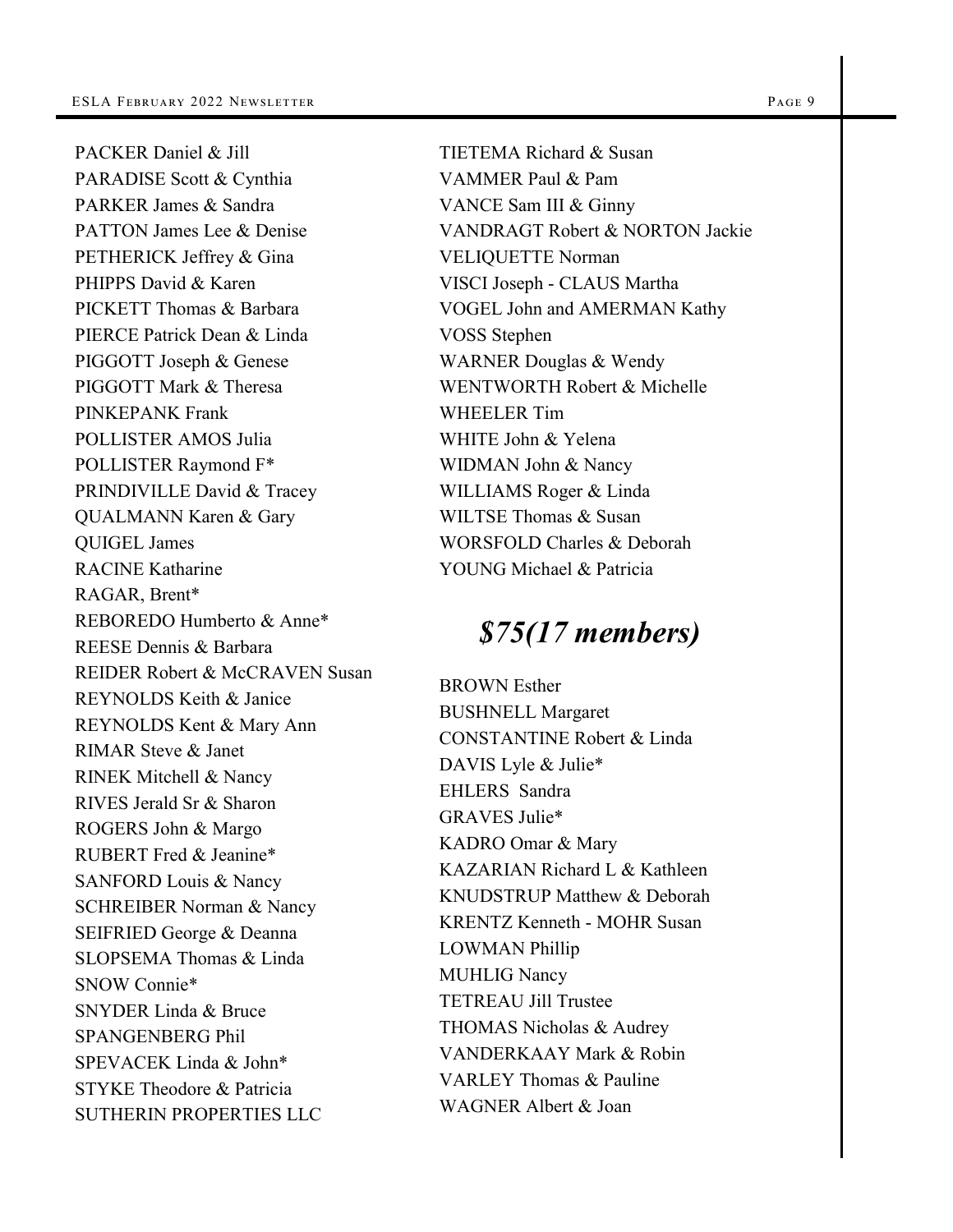PACKER Daniel & Jill
PARADISE Scott & Cynthia
PARKER James & Sandra
PATTON James Lee & Denise
PETHERICK Jeffrey & Gina
PHIPPS David & Karen
PICKETT Thomas & Barbara
PIERCE Patrick Dean & Linda
PIGGOTT Joseph & Genese
PIGGOTT Mark & Theresa
PINKEPANK Frank
POLLISTER AMOS Julia
POLLISTER Raymond F*
PRINDIVILLE David & Tracey
QUALMANN Karen & Gary
QUIGEL James
RACINE Katharine
RAGAR, Brent*
REBOREDO Humberto & Anne*
REESE Dennis & Barbara
REIDER Robert & McCRAVEN Susan
REYNOLDS Keith & Janice
REYNOLDS Kent & Mary Ann
RIMAR Steve & Janet
RINEK Mitchell & Nancy
RIVES Jerald Sr & Sharon
ROGERS John & Margo
RUBERT Fred & Jeanine*
SANFORD Louis & Nancy
SCHREIBER Norman & Nancy
SEIFRIED George & Deanna
SLOPSEMA Thomas & Linda
SNOW Connie*
SNYDER Linda & Bruce
SPANGENBERG Phil
SPEVACEK Linda & John*
STYKE Theodore & Patricia
SUTHERIN PROPERTIES LLC
TIETEMA Richard & Susan
VAMMER Paul & Pam
VANCE Sam III & Ginny
VANDRAGT Robert & NORTON Jackie
VELIQUETTE Norman
VISCI Joseph - CLAUS Martha
VOGEL John and AMERMAN Kathy
VOSS Stephen
WARNER Douglas & Wendy
WENTWORTH Robert & Michelle
WHEELER Tim
WHITE John & Yelena
WIDMAN John & Nancy
WILLIAMS Roger & Linda
WILTSE Thomas & Susan
WORSFOLD Charles & Deborah
YOUNG Michael & Patricia

## *$75(17 members)*

BROWN Esther
BUSHNELL Margaret
CONSTANTINE Robert & Linda
DAVIS Lyle & Julie*
EHLERS Sandra
GRAVES Julie*
KADRO Omar & Mary
KAZARIAN Richard L & Kathleen
KNUDSTRUP Matthew & Deborah
KRENTZ Kenneth - MOHR Susan
LOWMAN Phillip
MUHLIG Nancy
TETREAU Jill Trustee
THOMAS Nicholas & Audrey
VANDERKAAY Mark & Robin
VARLEY Thomas & Pauline
WAGNER Albert & Joan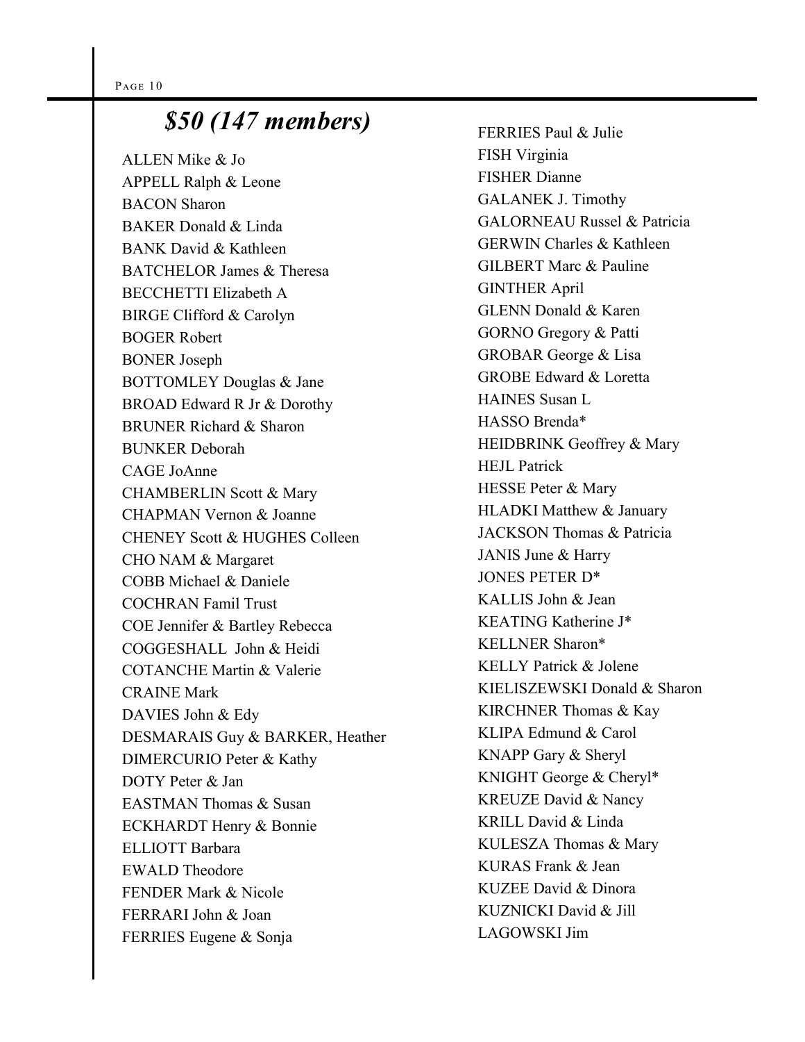## *$50 (147 members)*

ALLEN Mike & Jo
APPELL Ralph & Leone
BACON Sharon
BAKER Donald & Linda
BANK David & Kathleen
BATCHELOR James & Theresa
BECCHETTI Elizabeth A
BIRGE Clifford & Carolyn
BOGER Robert
BONER Joseph
BOTTOMLEY Douglas & Jane
BROAD Edward R Jr & Dorothy
BRUNER Richard & Sharon
BUNKER Deborah
CAGE JoAnne
CHAMBERLIN Scott & Mary
CHAPMAN Vernon & Joanne
CHENEY Scott & HUGHES Colleen
CHO NAM & Margaret
COBB Michael & Daniele
COCHRAN Famil Trust
COE Jennifer & Bartley Rebecca
COGGESHALL John & Heidi
COTANCHE Martin & Valerie
CRAINE Mark
DAVIES John & Edy
DESMARAIS Guy & BARKER, Heather
DIMERCURIO Peter & Kathy
DOTY Peter & Jan
EASTMAN Thomas & Susan
ECKHARDT Henry & Bonnie
ELLIOTT Barbara
EWALD Theodore
FENDER Mark & Nicole
FERRARI John & Joan
FERRIES Eugene & Sonja
FERRIES Paul & Julie
FISH Virginia
FISHER Dianne
GALANEK J. Timothy
GALORNEAU Russel & Patricia
GERWIN Charles & Kathleen
GILBERT Marc & Pauline
GINTHER April
GLENN Donald & Karen
GORNO Gregory & Patti
GROBAR George & Lisa
GROBE Edward & Loretta
HAINES Susan L
HASSO Brenda*
HEIDBRINK Geoffrey & Mary
HEJL Patrick
HESSE Peter & Mary
HLADKI Matthew & January
JACKSON Thomas & Patricia
JANIS June & Harry
JONES PETER D*
KALLIS John & Jean
KEATING Katherine J*
KELLNER Sharon*
KELLY Patrick & Jolene
KIELISZEWSKI Donald & Sharon
KIRCHNER Thomas & Kay
KLIPA Edmund & Carol
KNAPP Gary & Sheryl
KNIGHT George & Cheryl*
KREUZE David & Nancy
KRILL David & Linda
KULESZA Thomas & Mary
KURAS Frank & Jean
KUZEE David & Dinora
KUZNICKI David & Jill
LAGOWSKI Jim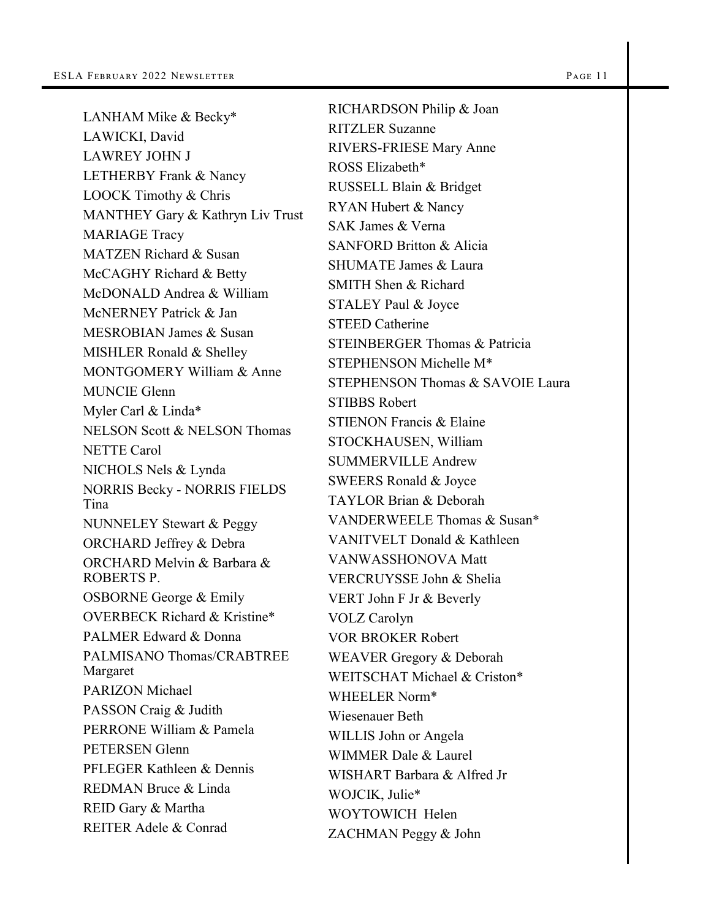LANHAM Mike & Becky*
LAWICKI, David
LAWREY JOHN J
LETHERBY Frank & Nancy
LOOCK Timothy & Chris
MANTHEY Gary & Kathryn Liv Trust
MARIAGE Tracy
MATZEN Richard & Susan
McCAGHY Richard & Betty
McDONALD Andrea & William
McNERNEY Patrick & Jan
MESROBIAN James & Susan
MISHLER Ronald & Shelley
MONTGOMERY William & Anne
MUNCIE Glenn
Myler Carl & Linda*
NELSON Scott & NELSON Thomas
NETTE Carol
NICHOLS Nels & Lynda
NORRIS Becky - NORRIS FIELDS Tina
NUNNELEY Stewart & Peggy
ORCHARD Jeffrey & Debra
ORCHARD Melvin & Barbara & ROBERTS P.
OSBORNE George & Emily
OVERBECK Richard & Kristine*
PALMER Edward & Donna
PALMISANO Thomas/CRABTREE Margaret
PARIZON Michael
PASSON Craig & Judith
PERRONE William & Pamela
PETERSEN Glenn
PFLEGER Kathleen & Dennis
REDMAN Bruce & Linda
REID Gary & Martha
REITER Adele & Conrad
RICHARDSON Philip & Joan
RITZLER Suzanne
RIVERS-FRIESE Mary Anne
ROSS Elizabeth*
RUSSELL Blain & Bridget
RYAN Hubert & Nancy
SAK James & Verna
SANFORD Britton & Alicia
SHUMATE James & Laura
SMITH Shen & Richard
STALEY Paul & Joyce
STEED Catherine
STEINBERGER Thomas & Patricia
STEPHENSON Michelle M*
STEPHENSON Thomas & SAVOIE Laura
STIBBS Robert
STIENON Francis & Elaine
STOCKHAUSEN, William
SUMMERVILLE Andrew
SWEERS Ronald & Joyce
TAYLOR Brian & Deborah
VANDERWEELE Thomas & Susan*
VANITVELT Donald & Kathleen
VANWASSHONOVA Matt
VERCRUYSSE John & Shelia
VERT John F Jr & Beverly
VOLZ Carolyn
VOR BROKER Robert
WEAVER Gregory & Deborah
WEITSCHAT Michael & Criston*
WHEELER Norm*
Wiesenauer Beth
WILLIS John or Angela
WIMMER Dale & Laurel
WISHART Barbara & Alfred Jr
WOJCIK, Julie*
WOYTOWICH Helen
ZACHMAN Peggy & John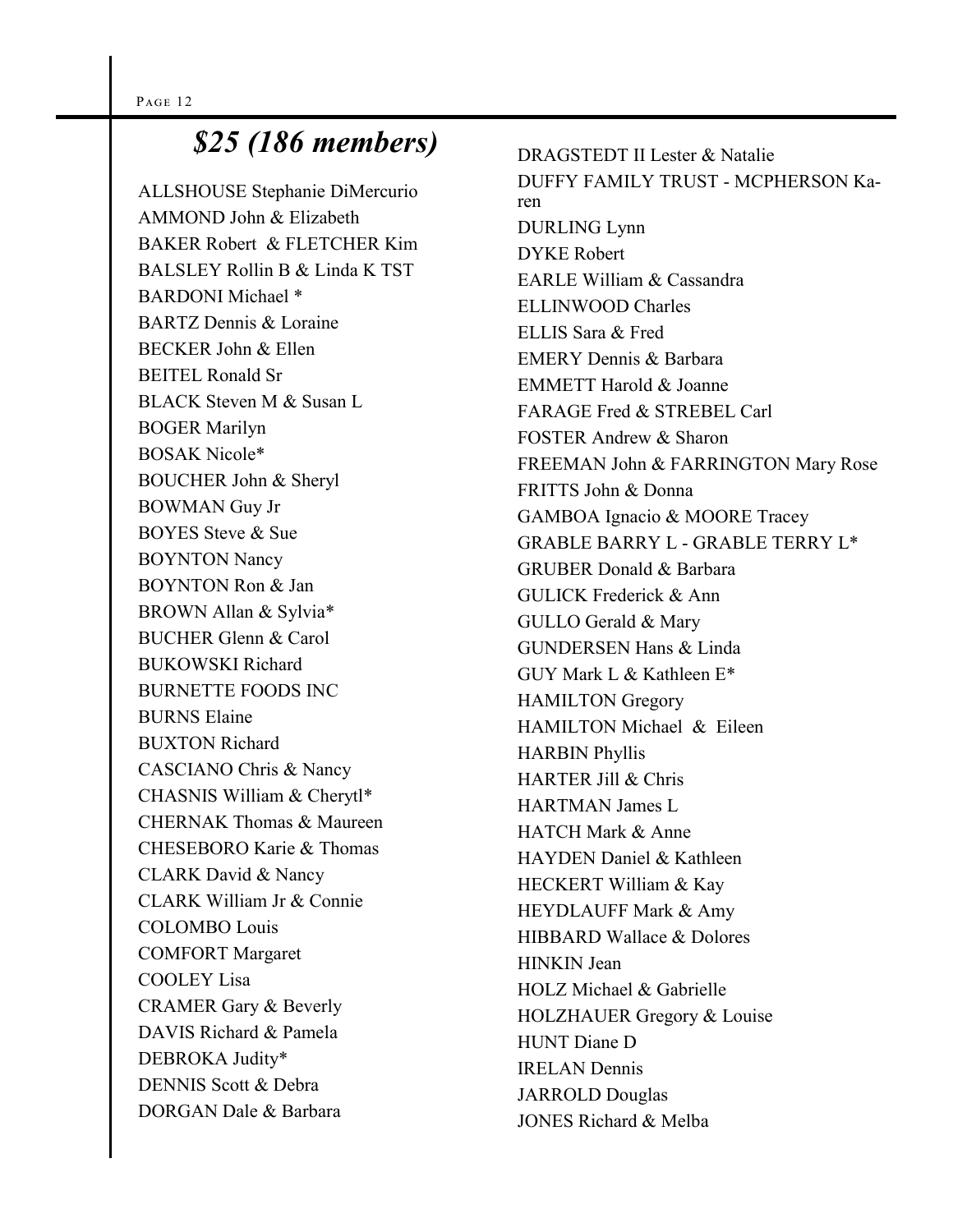## *$25 (186 members)*

ALLSHOUSE Stephanie DiMercurio
AMMOND John & Elizabeth
BAKER Robert & FLETCHER Kim
BALSLEY Rollin B & Linda K TST
BARDONI Michael *
BARTZ Dennis & Loraine
BECKER John & Ellen
BEITEL Ronald Sr
BLACK Steven M & Susan L
BOGER Marilyn
BOSAK Nicole*
BOUCHER John & Sheryl
BOWMAN Guy Jr
BOYES Steve & Sue
BOYNTON Nancy
BOYNTON Ron & Jan
BROWN Allan & Sylvia*
BUCHER Glenn & Carol
BUKOWSKI Richard
BURNETTE FOODS INC
BURNS Elaine
BUXTON Richard
CASCIANO Chris & Nancy
CHASNIS William & Cherytl*
CHERNAK Thomas & Maureen
CHESEBORO Karie & Thomas
CLARK David & Nancy
CLARK William Jr & Connie
COLOMBO Louis
COMFORT Margaret
COOLEY Lisa
CRAMER Gary & Beverly
DAVIS Richard & Pamela
DEBROKA Judity*
DENNIS Scott & Debra
DORGAN Dale & Barbara
DRAGSTEDT II Lester & Natalie
DUFFY FAMILY TRUST - MCPHERSON Karen
DURLING Lynn
DYKE Robert
EARLE William & Cassandra
ELLINWOOD Charles
ELLIS Sara & Fred
EMERY Dennis & Barbara
EMMETT Harold & Joanne
FARAGE Fred & STREBEL Carl
FOSTER Andrew & Sharon
FREEMAN John & FARRINGTON Mary Rose
FRITTS John & Donna
GAMBOA Ignacio & MOORE Tracey
GRABLE BARRY L - GRABLE TERRY L*
GRUBER Donald & Barbara
GULICK Frederick & Ann
GULLO Gerald & Mary
GUNDERSEN Hans & Linda
GUY Mark L & Kathleen E*
HAMILTON Gregory
HAMILTON Michael & Eileen
HARBIN Phyllis
HARTER Jill & Chris
HARTMAN James L
HATCH Mark & Anne
HAYDEN Daniel & Kathleen
HECKERT William & Kay
HEYDLAUFF Mark & Amy
HIBBARD Wallace & Dolores
HINKIN Jean
HOLZ Michael & Gabrielle
HOLZHAUER Gregory & Louise
HUNT Diane D
IRELAN Dennis
JARROLD Douglas
JONES Richard & Melba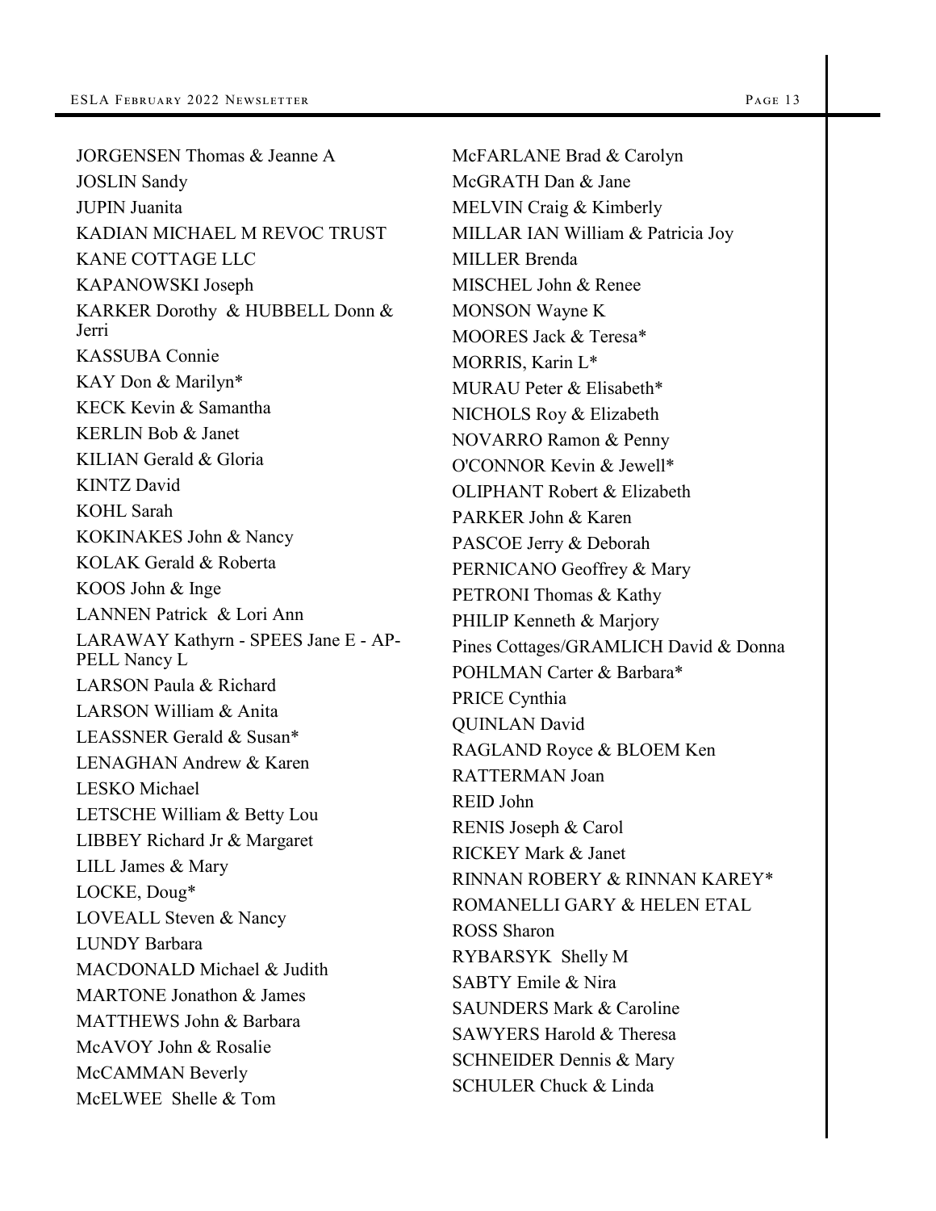JORGENSEN Thomas & Jeanne A
JOSLIN Sandy
JUPIN Juanita
KADIAN MICHAEL M REVOC TRUST
KANE COTTAGE LLC
KAPANOWSKI Joseph
KARKER Dorothy & HUBBELL Donn & Jerri
KASSUBA Connie
KAY Don & Marilyn*
KECK Kevin & Samantha
KERLIN Bob & Janet
KILIAN Gerald & Gloria
KINTZ David
KOHL Sarah
KOKINAKES John & Nancy
KOLAK Gerald & Roberta
KOOS John & Inge
LANNEN Patrick & Lori Ann
LARAWAY Kathyrn - SPEES Jane E - APPELL Nancy L
LARSON Paula & Richard
LARSON William & Anita
LEASSNER Gerald & Susan*
LENAGHAN Andrew & Karen
LESKO Michael
LETSCHE William & Betty Lou
LIBBEY Richard Jr & Margaret
LILL James & Mary
LOCKE, Doug*
LOVEALL Steven & Nancy
LUNDY Barbara
MACDONALD Michael & Judith
MARTONE Jonathon & James
MATTHEWS John & Barbara
McAVOY John & Rosalie
McCAMMAN Beverly
McELWEE Shelle & Tom
McFARLANE Brad & Carolyn
McGRATH Dan & Jane
MELVIN Craig & Kimberly
MILLAR IAN William & Patricia Joy
MILLER Brenda
MISCHEL John & Renee
MONSON Wayne K
MOORES Jack & Teresa*
MORRIS, Karin L*
MURAU Peter & Elisabeth*
NICHOLS Roy & Elizabeth
NOVARRO Ramon & Penny
O'CONNOR Kevin & Jewell*
OLIPHANT Robert & Elizabeth
PARKER John & Karen
PASCOE Jerry & Deborah
PERNICANO Geoffrey & Mary
PETRONI Thomas & Kathy
PHILIP Kenneth & Marjory
Pines Cottages/GRAMLICH David & Donna
POHLMAN Carter & Barbara*
PRICE Cynthia
QUINLAN David
RAGLAND Royce & BLOEM Ken
RATTERMAN Joan
REID John
RENIS Joseph & Carol
RICKEY Mark & Janet
RINNAN ROBERY & RINNAN KAREY*
ROMANELLI GARY & HELEN ETAL
ROSS Sharon
RYBARSYK Shelly M
SABTY Emile & Nira
SAUNDERS Mark & Caroline
SAWYERS Harold & Theresa
SCHNEIDER Dennis & Mary
SCHULER Chuck & Linda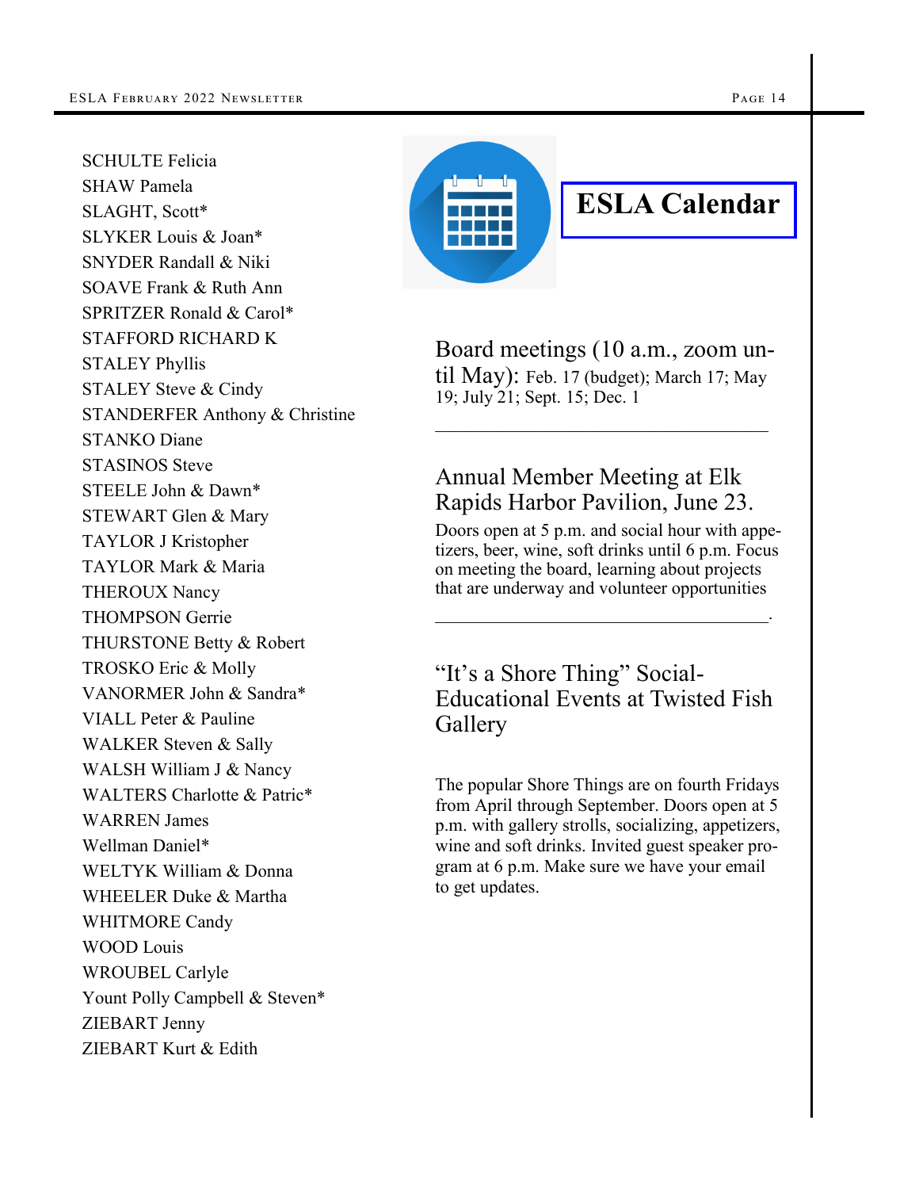SCHULTE Felicia
SHAW Pamela
SLAGHT, Scott*
SLYKER Louis & Joan*
SNYDER Randall & Niki
SOAVE Frank & Ruth Ann
SPRITZER Ronald & Carol*
STAFFORD RICHARD K
STALEY Phyllis
STALEY Steve & Cindy
STANDERFER Anthony & Christine
STANKO Diane
STASINOS Steve
STEELE John & Dawn*
STEWART Glen & Mary
TAYLOR J Kristopher
TAYLOR Mark & Maria
THEROUX Nancy
THOMPSON Gerrie
THURSTONE Betty & Robert
TROSKO Eric & Molly
VANORMER John & Sandra*
VIALL Peter & Pauline
WALKER Steven & Sally
WALSH William J & Nancy
WALTERS Charlotte & Patric*
WARREN James
Wellman Daniel*
WELTYK William & Donna
WHEELER Duke & Martha
WHITMORE Candy
WOOD Louis
WROUBEL Carlyle
Yount Polly Campbell & Steven*
ZIEBART Jenny
ZIEBART Kurt & Edith

# ESLA Calendar

Board meetings (10 a.m., zoom until May): Feb. 17 (budget); March 17; May 19; July 21; Sept. 15; Dec. 1

---

## Annual Member Meeting at Elk Rapids Harbor Pavilion, June 23.

Doors open at 5 p.m. and social hour with appetizers, beer, wine, soft drinks until 6 p.m. Focus on meeting the board, learning about projects that are underway and volunteer opportunities

---

## "It's a Shore Thing" Social-Educational Events at Twisted Fish Gallery

The popular Shore Things are on fourth Fridays from April through September. Doors open at 5 p.m. with gallery strolls, socializing, appetizers, wine and soft drinks. Invited guest speaker program at 6 p.m. Make sure we have your email to get updates.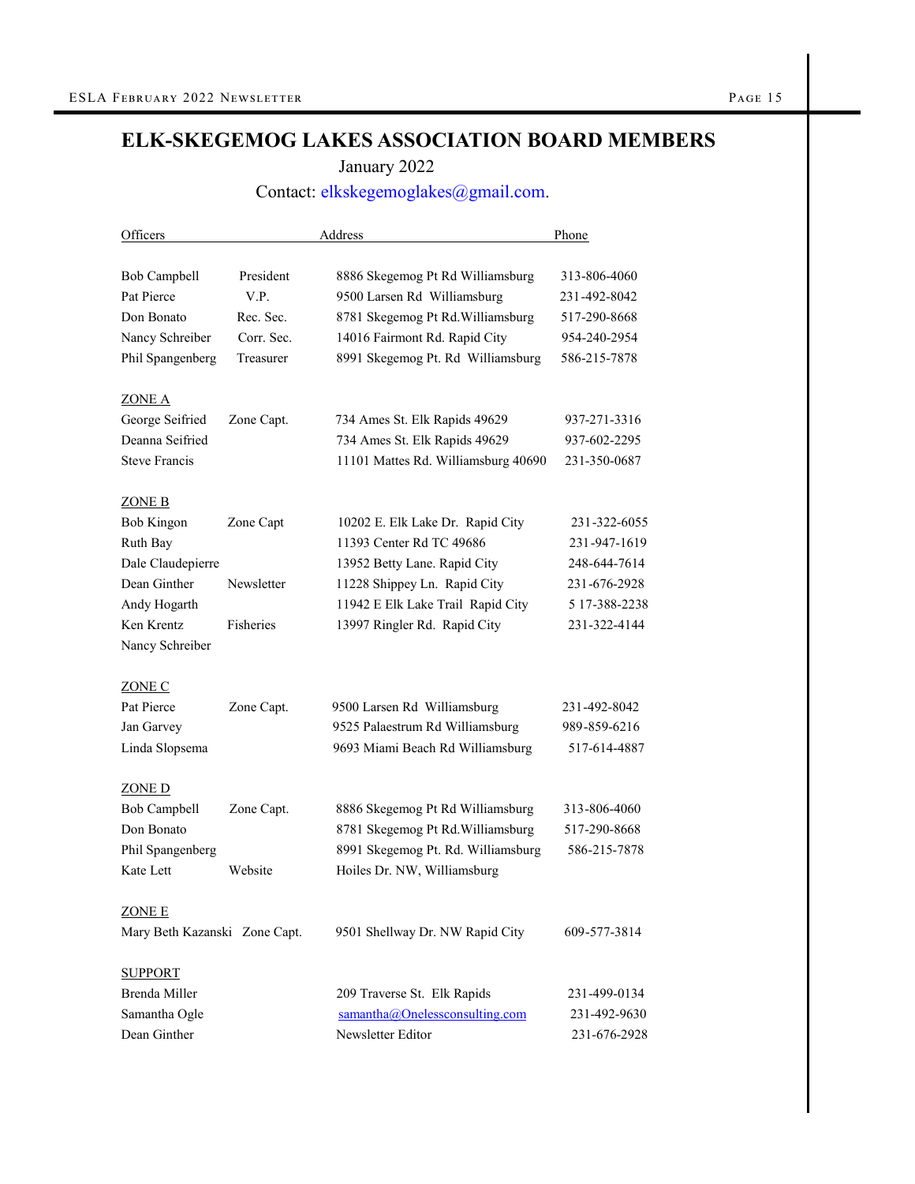# ELK-SKEGEMOG LAKES ASSOCIATION BOARD MEMBERS

January 2022

Contact: elkskegemoglakes@gmail.com.

| Officers | | Address | Phone |
|---|---|---|---|
| Bob Campbell | President | 8886 Skegemog Pt Rd Williamsburg | 313-806-4060 |
| Pat Pierce | V.P. | 9500 Larsen Rd Williamsburg | 231-492-8042 |
| Don Bonato | Rec. Sec. | 8781 Skegemog Pt Rd.Williamsburg | 517-290-8668 |
| Nancy Schreiber | Corr. Sec. | 14016 Fairmont Rd. Rapid City | 954-240-2954 |
| Phil Spangenberg | Treasurer | 8991 Skegemog Pt. Rd Williamsburg | 586-215-7878 |
| **ZONE A** | | | |
| George Seifried | Zone Capt. | 734 Ames St. Elk Rapids 49629 | 937-271-3316 |
| Deanna Seifried | | 734 Ames St. Elk Rapids 49629 | 937-602-2295 |
| Steve Francis | | 11101 Mattes Rd. Williamsburg 40690 | 231-350-0687 |
| **ZONE B** | | | |
| Bob Kingon | Zone Capt | 10202 E. Elk Lake Dr. Rapid City | 231-322-6055 |
| Ruth Bay | | 11393 Center Rd TC 49686 | 231-947-1619 |
| Dale Claudepierre | | 13952 Betty Lane. Rapid City | 248-644-7614 |
| Dean Ginther | Newsletter | 11228 Shippey Ln. Rapid City | 231-676-2928 |
| Andy Hogarth | | 11942 E Elk Lake Trail Rapid City | 5 17-388-2238 |
| Ken Krentz | Fisheries | 13997 Ringler Rd. Rapid City | 231-322-4144 |
| Nancy Schreiber | | | |
| **ZONE C** | | | |
| Pat Pierce | Zone Capt. | 9500 Larsen Rd Williamsburg | 231-492-8042 |
| Jan Garvey | | 9525 Palaestrum Rd Williamsburg | 989-859-6216 |
| Linda Slopsema | | 9693 Miami Beach Rd Williamsburg | 517-614-4887 |
| **ZONE D** | | | |
| Bob Campbell | Zone Capt. | 8886 Skegemog Pt Rd Williamsburg | 313-806-4060 |
| Don Bonato | | 8781 Skegemog Pt Rd.Williamsburg | 517-290-8668 |
| Phil Spangenberg | | 8991 Skegemog Pt. Rd. Williamsburg | 586-215-7878 |
| Kate Lett | Website | Hoiles Dr. NW, Williamsburg | |
| **ZONE E** | | | |
| Mary Beth Kazanski | Zone Capt. | 9501 Shellway Dr. NW Rapid City | 609-577-3814 |
| **SUPPORT** | | | |
| Brenda Miller | | 209 Traverse St. Elk Rapids | 231-499-0134 |
| Samantha Ogle | | samantha@Onelessconsulting.com | 231-492-9630 |
| Dean Ginther | | Newsletter Editor | 231-676-2928 |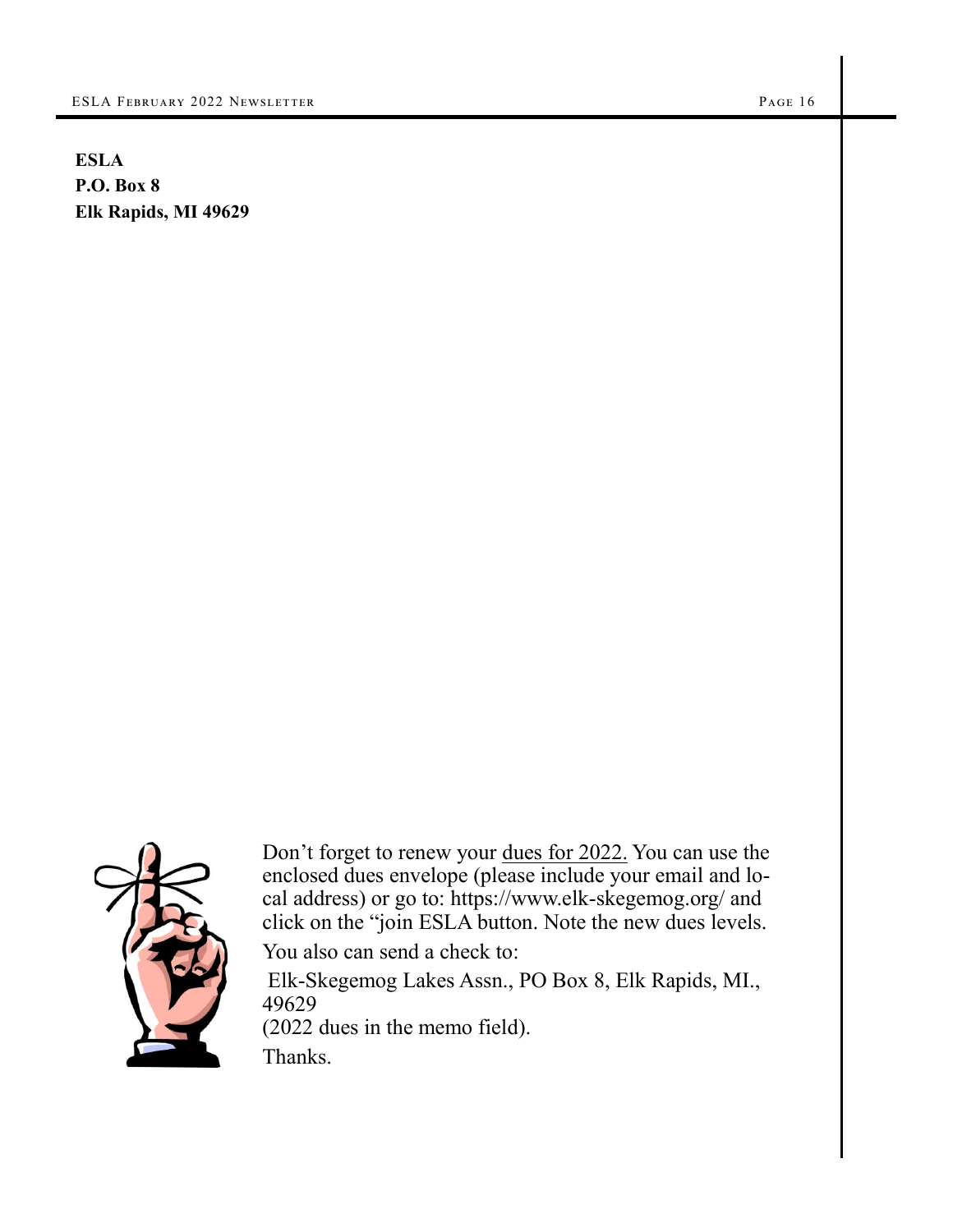**ESLA**
**P.O. Box 8**
**Elk Rapids, MI 49629**

Don't forget to renew your dues for 2022. You can use the enclosed dues envelope (please include your email and local address) or go to: https://www.elk-skegemog.org/ and click on the "join ESLA button. Note the new dues levels.

You also can send a check to:

Elk-Skegemog Lakes Assn., PO Box 8, Elk Rapids, MI., 49629
(2022 dues in the memo field).

Thanks.